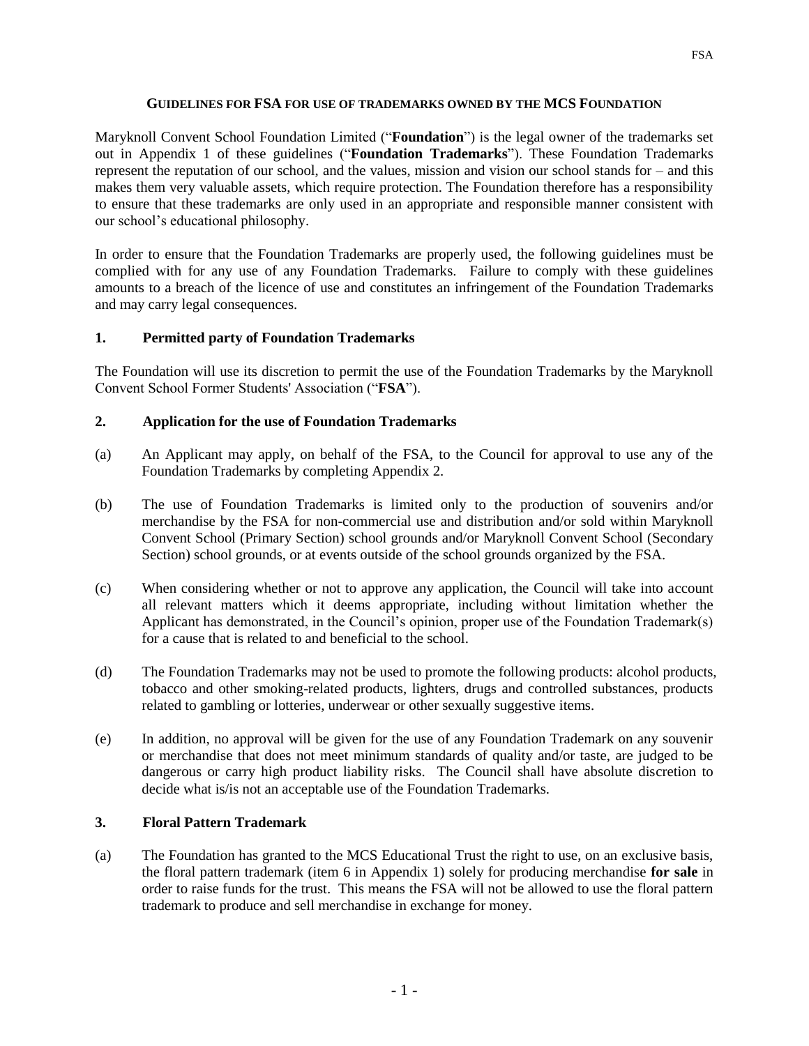# GUIDELINES FOR FSA FOR USE OF TRADEMARKS OWNED BY THE MCS FOUNDATION

Maryknoll Convent School Foundation Limited ("**Foundation**") is the legal owner of the trademarks set out in Appendix 1 of these guidelines ("**Foundation Trademarks**"). These Foundation Trademarks represent the reputation of our school, and the values, mission and vision our school stands for – and this makes them very valuable assets, which require protection. The Foundation therefore has a responsibility to ensure that these trademarks are only used in an appropriate and responsible manner consistent with our school's educational philosophy.

In order to ensure that the Foundation Trademarks are properly used, the following guidelines must be complied with for any use of any Foundation Trademarks. Failure to comply with these guidelines amounts to a breach of the licence of use and constitutes an infringement of the Foundation Trademarks and may carry legal consequences.

## 1. Permitted party of Foundation Trademarks

The Foundation will use its discretion to permit the use of the Foundation Trademarks by the Maryknoll Convent School Former Students' Association ("**FSA**").

## 2. Application for the use of Foundation Trademarks

(a) An Applicant may apply, on behalf of the FSA, to the Council for approval to use any of the Foundation Trademarks by completing Appendix 2.

(b) The use of Foundation Trademarks is limited only to the production of souvenirs and/or merchandise by the FSA for non-commercial use and distribution and/or sold within Maryknoll Convent School (Primary Section) school grounds and/or Maryknoll Convent School (Secondary Section) school grounds, or at events outside of the school grounds organized by the FSA.

(c) When considering whether or not to approve any application, the Council will take into account all relevant matters which it deems appropriate, including without limitation whether the Applicant has demonstrated, in the Council's opinion, proper use of the Foundation Trademark(s) for a cause that is related to and beneficial to the school.

(d) The Foundation Trademarks may not be used to promote the following products: alcohol products, tobacco and other smoking-related products, lighters, drugs and controlled substances, products related to gambling or lotteries, underwear or other sexually suggestive items.

(e) In addition, no approval will be given for the use of any Foundation Trademark on any souvenir or merchandise that does not meet minimum standards of quality and/or taste, are judged to be dangerous or carry high product liability risks. The Council shall have absolute discretion to decide what is/is not an acceptable use of the Foundation Trademarks.

## 3. Floral Pattern Trademark

(a) The Foundation has granted to the MCS Educational Trust the right to use, on an exclusive basis, the floral pattern trademark (item 6 in Appendix 1) solely for producing merchandise **for sale** in order to raise funds for the trust. This means the FSA will not be allowed to use the floral pattern trademark to produce and sell merchandise in exchange for money.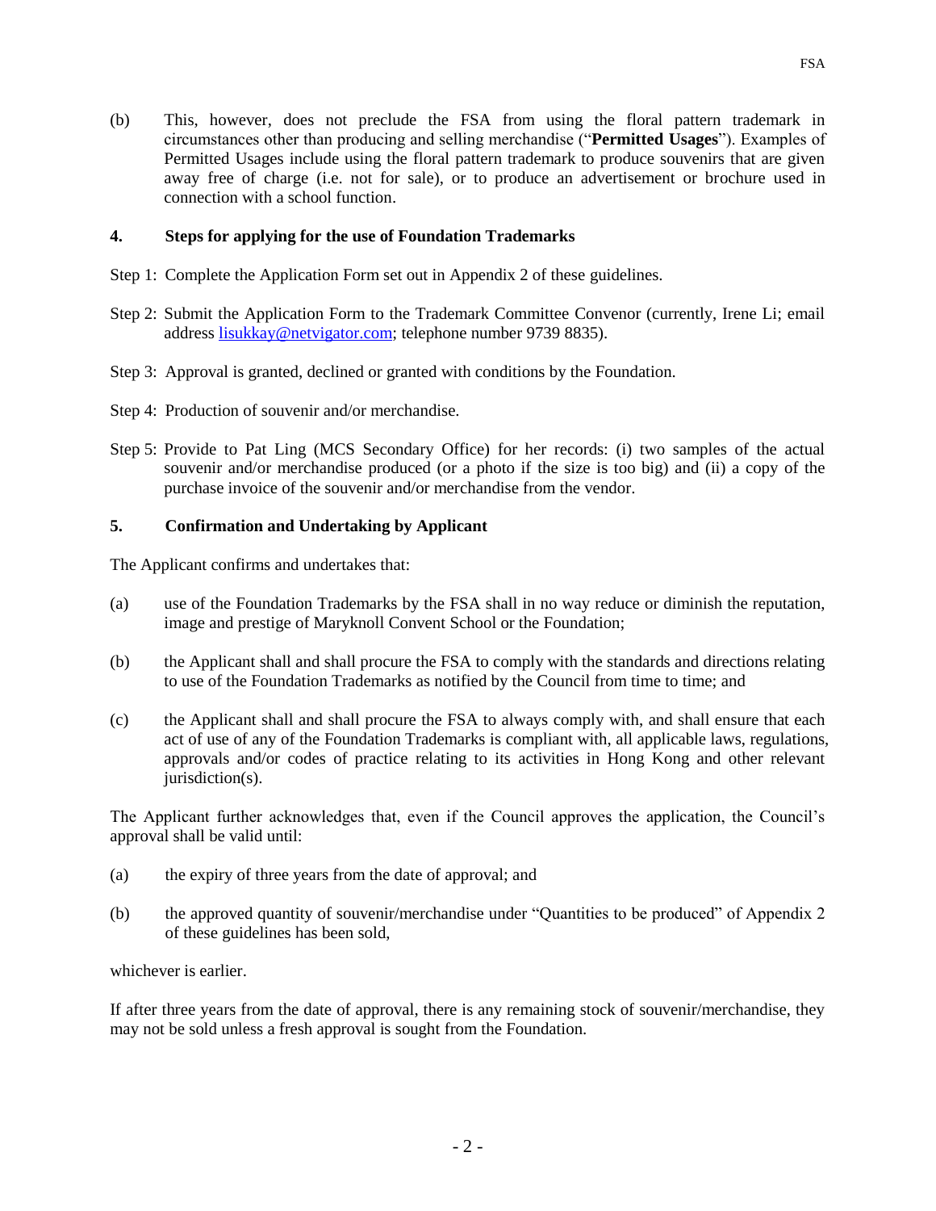(b) This, however, does not preclude the FSA from using the floral pattern trademark in circumstances other than producing and selling merchandise ("**Permitted Usages**"). Examples of Permitted Usages include using the floral pattern trademark to produce souvenirs that are given away free of charge (i.e. not for sale), or to produce an advertisement or brochure used in connection with a school function.

## 4. Steps for applying for the use of Foundation Trademarks

Step 1: Complete the Application Form set out in Appendix 2 of these guidelines.

Step 2: Submit the Application Form to the Trademark Committee Convenor (currently, Irene Li; email address lisukkay@netvigator.com; telephone number 9739 8835).

Step 3: Approval is granted, declined or granted with conditions by the Foundation.

Step 4: Production of souvenir and/or merchandise.

Step 5: Provide to Pat Ling (MCS Secondary Office) for her records: (i) two samples of the actual souvenir and/or merchandise produced (or a photo if the size is too big) and (ii) a copy of the purchase invoice of the souvenir and/or merchandise from the vendor.

## 5. Confirmation and Undertaking by Applicant

The Applicant confirms and undertakes that:

(a) use of the Foundation Trademarks by the FSA shall in no way reduce or diminish the reputation, image and prestige of Maryknoll Convent School or the Foundation;

(b) the Applicant shall and shall procure the FSA to comply with the standards and directions relating to use of the Foundation Trademarks as notified by the Council from time to time; and

(c) the Applicant shall and shall procure the FSA to always comply with, and shall ensure that each act of use of any of the Foundation Trademarks is compliant with, all applicable laws, regulations, approvals and/or codes of practice relating to its activities in Hong Kong and other relevant jurisdiction(s).

The Applicant further acknowledges that, even if the Council approves the application, the Council's approval shall be valid until:

(a) the expiry of three years from the date of approval; and

(b) the approved quantity of souvenir/merchandise under "Quantities to be produced" of Appendix 2 of these guidelines has been sold,

whichever is earlier.

If after three years from the date of approval, there is any remaining stock of souvenir/merchandise, they may not be sold unless a fresh approval is sought from the Foundation.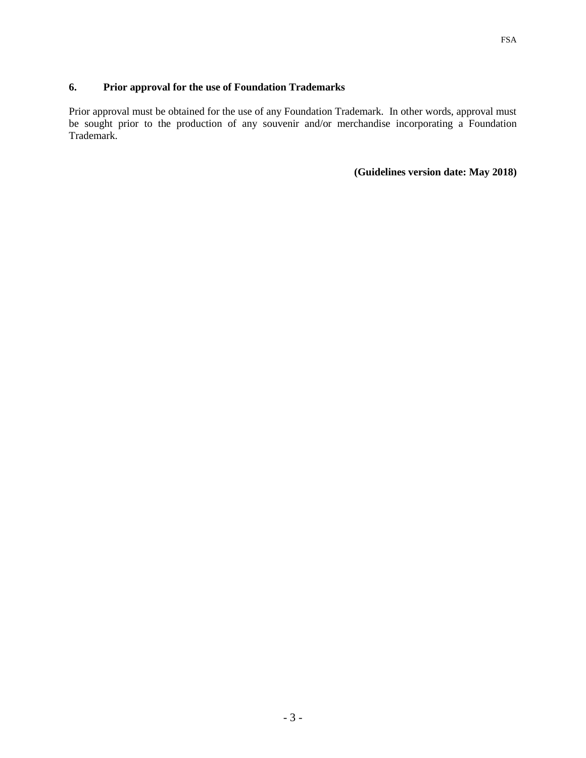## 6. Prior approval for the use of Foundation Trademarks

Prior approval must be obtained for the use of any Foundation Trademark. In other words, approval must be sought prior to the production of any souvenir and/or merchandise incorporating a Foundation Trademark.

**(Guidelines version date: May 2018)**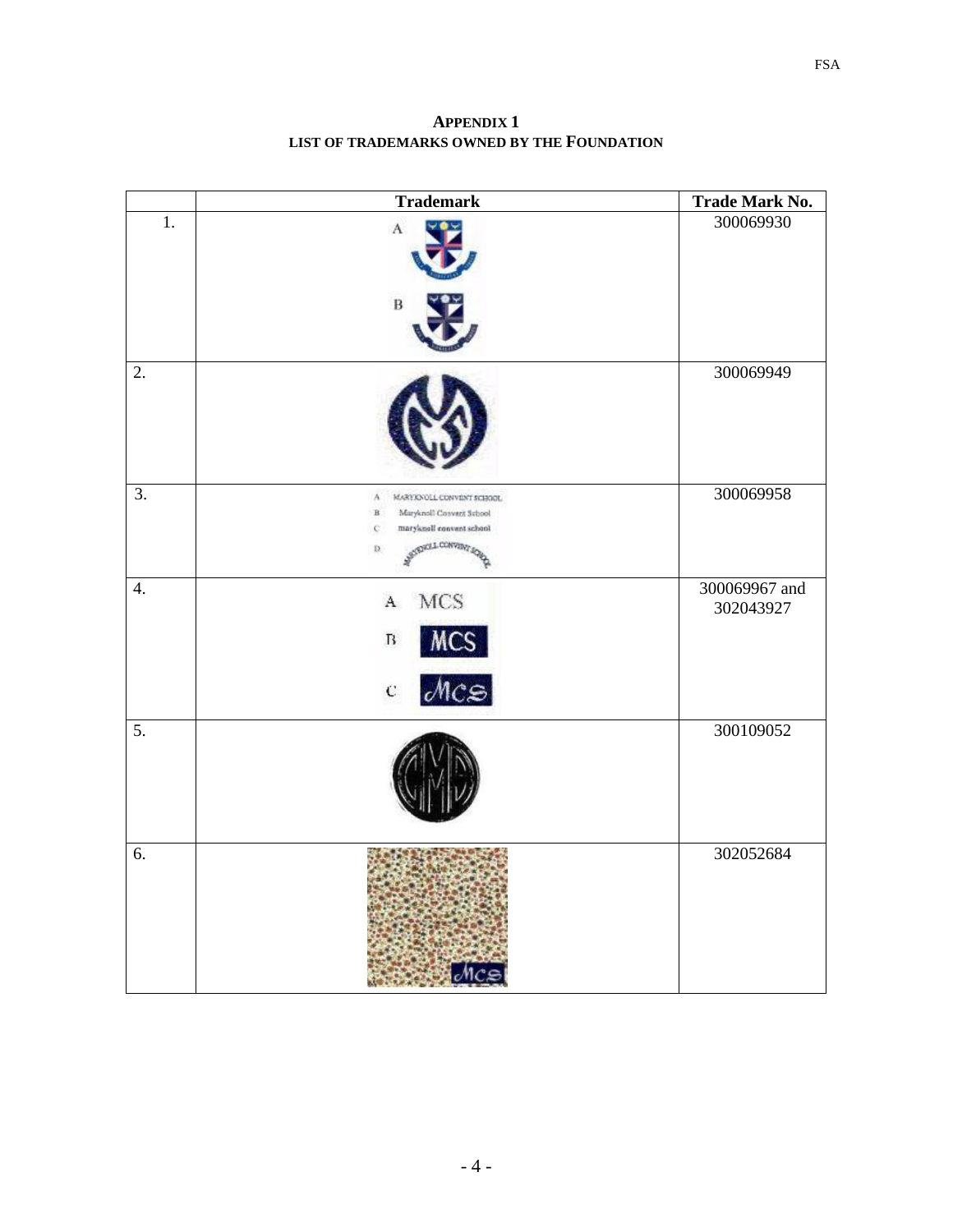**APPENDIX 1**
**LIST OF TRADEMARKS OWNED BY THE FOUNDATION**

| | Trademark | Trade Mark No. |
|---|---|---|
| 1. | A<br>B | 300069930 |
| 2. | | 300069949 |
| 3. | A MARYKNOLL CONVENT SCHOOL<br>B Maryknoll Convent School<br>C maryknoll convent school<br>D MARYKNOLL CONVENT SCHOOL | 300069958 |
| 4. | A MCS<br>B MCS<br>C MCS | 300069967 and 302043927 |
| 5. | | 300109052 |
| 6. | MCS | 302052684 |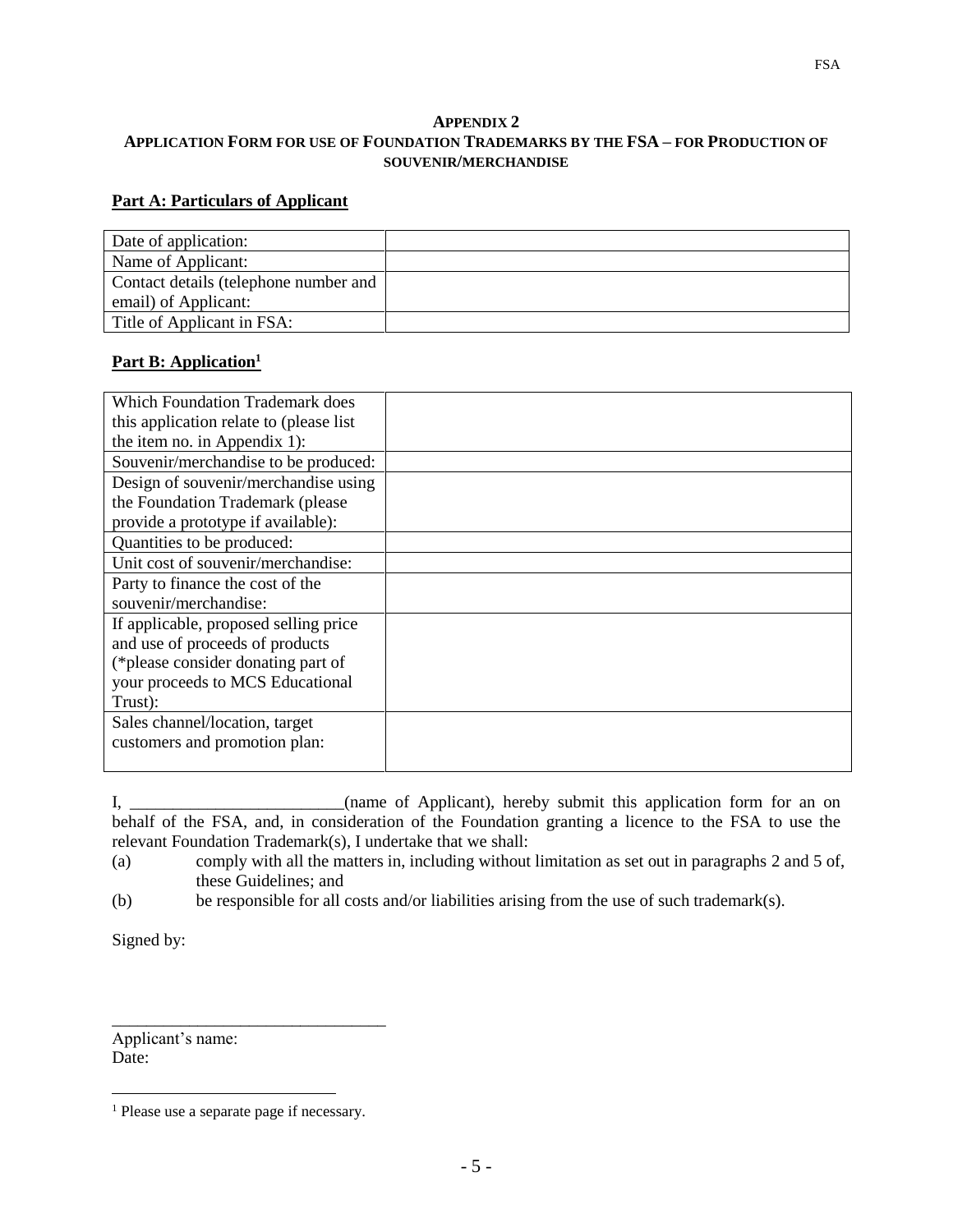**APPENDIX 2**
**APPLICATION FORM FOR USE OF FOUNDATION TRADEMARKS BY THE FSA – FOR PRODUCTION OF SOUVENIR/MERCHANDISE**

**Part A: Particulars of Applicant**

| | |
|---|---|
| Date of application: | |
| Name of Applicant: | |
| Contact details (telephone number and email) of Applicant: | |
| Title of Applicant in FSA: | |

**Part B: Application[1]**

| | |
|---|---|
| Which Foundation Trademark does this application relate to (please list the item no. in Appendix 1): | |
| Souvenir/merchandise to be produced: | |
| Design of souvenir/merchandise using the Foundation Trademark (please provide a prototype if available): | |
| Quantities to be produced: | |
| Unit cost of souvenir/merchandise: | |
| Party to finance the cost of the souvenir/merchandise: | |
| If applicable, proposed selling price and use of proceeds of products (*please consider donating part of your proceeds to MCS Educational Trust): | |
| Sales channel/location, target customers and promotion plan: | |

I, _________________________(name of Applicant), hereby submit this application form for an on behalf of the FSA, and, in consideration of the Foundation granting a licence to the FSA to use the relevant Foundation Trademark(s), I undertake that we shall:

(a) comply with all the matters in, including without limitation as set out in paragraphs 2 and 5 of, these Guidelines; and

(b) be responsible for all costs and/or liabilities arising from the use of such trademark(s).

Signed by:

_________________________________

Applicant's name:
Date:

[1] Please use a separate page if necessary.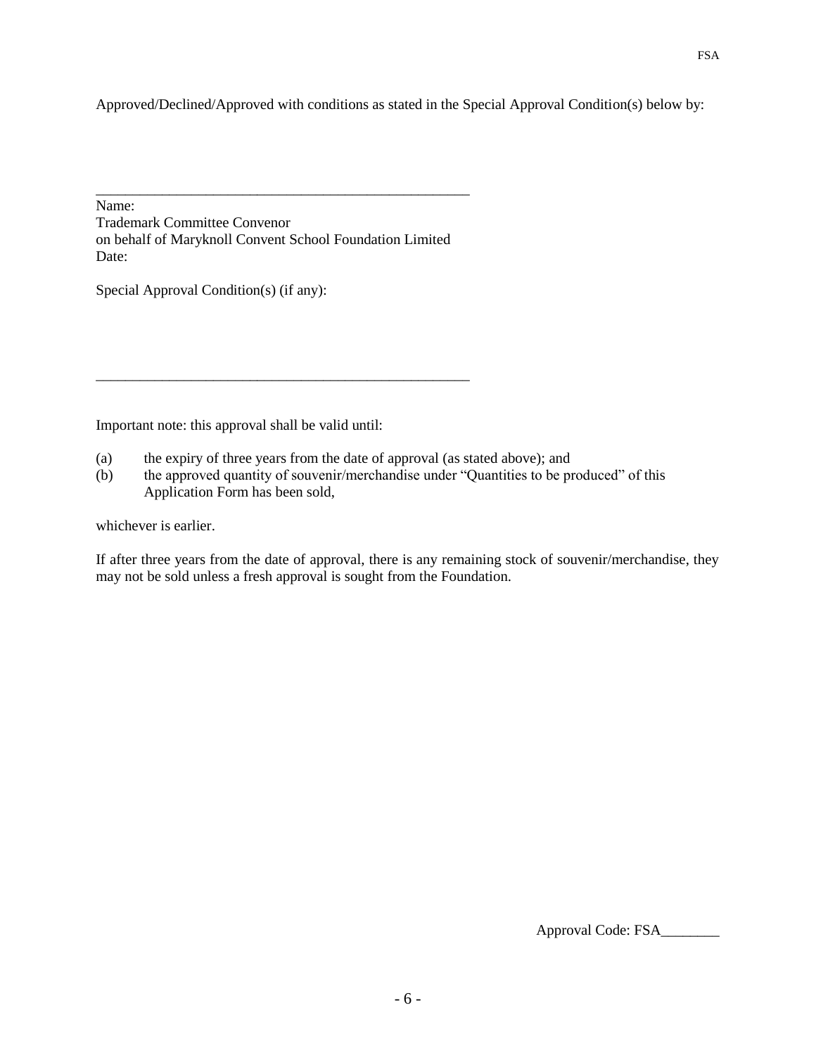Approved/Declined/Approved with conditions as stated in the Special Approval Condition(s) below by:

\_\_\_\_\_\_\_\_\_\_\_\_\_\_\_\_\_\_\_\_\_\_\_\_\_\_\_\_\_\_\_\_\_\_\_\_\_\_\_\_\_\_\_\_\_\_\_\_\_\_

Name:
Trademark Committee Convenor
on behalf of Maryknoll Convent School Foundation Limited
Date:

Special Approval Condition(s) (if any):

\_\_\_\_\_\_\_\_\_\_\_\_\_\_\_\_\_\_\_\_\_\_\_\_\_\_\_\_\_\_\_\_\_\_\_\_\_\_\_\_\_\_\_\_\_\_\_\_\_\_

Important note: this approval shall be valid until:

(a) the expiry of three years from the date of approval (as stated above); and
(b) the approved quantity of souvenir/merchandise under "Quantities to be produced" of this Application Form has been sold,

whichever is earlier.

If after three years from the date of approval, there is any remaining stock of souvenir/merchandise, they may not be sold unless a fresh approval is sought from the Foundation.

Approval Code: FSA\_\_\_\_\_\_\_\_